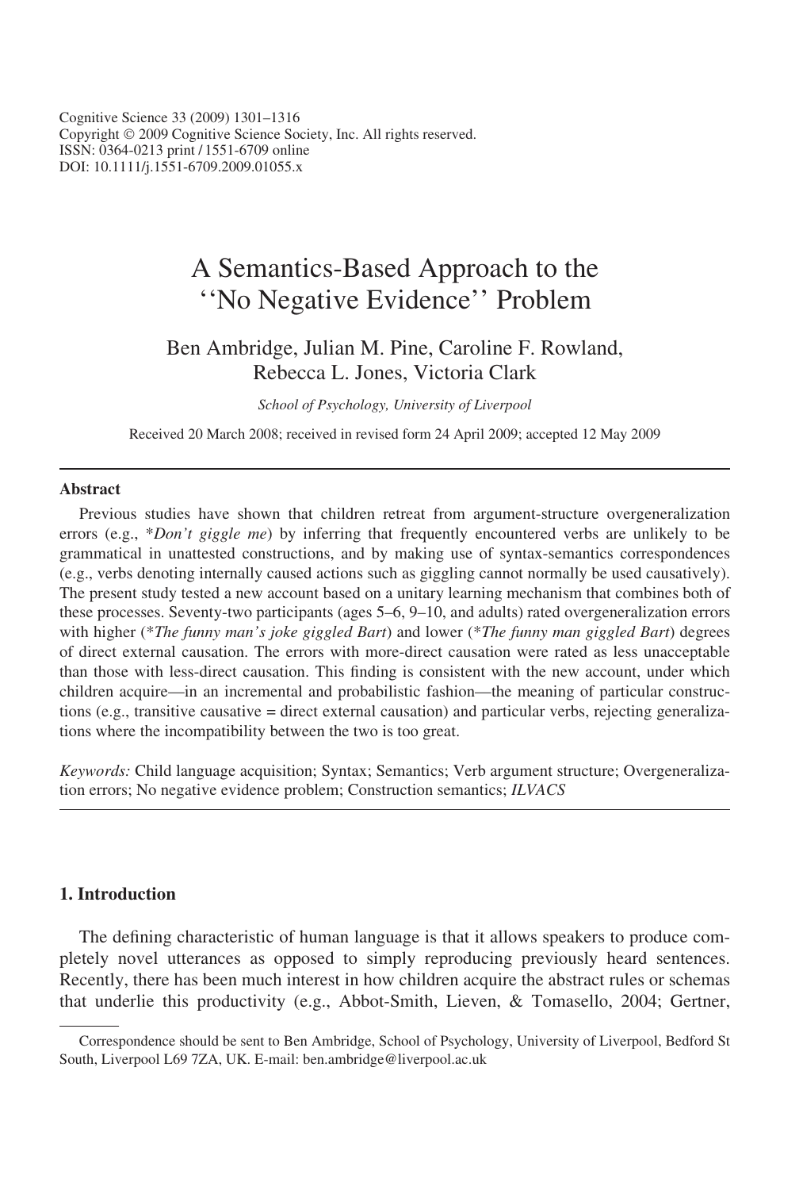Cognitive Science 33 (2009) 1301–1316
Copyright © 2009 Cognitive Science Society, Inc. All rights reserved.
ISSN: 0364-0213 print / 1551-6709 online
DOI: 10.1111/j.1551-6709.2009.01055.x

# A Semantics-Based Approach to the ''No Negative Evidence'' Problem

Ben Ambridge, Julian M. Pine, Caroline F. Rowland, Rebecca L. Jones, Victoria Clark

*School of Psychology, University of Liverpool*

Received 20 March 2008; received in revised form 24 April 2009; accepted 12 May 2009

### Abstract

Previous studies have shown that children retreat from argument-structure overgeneralization errors (e.g., **Don't giggle me*) by inferring that frequently encountered verbs are unlikely to be grammatical in unattested constructions, and by making use of syntax-semantics correspondences (e.g., verbs denoting internally caused actions such as giggling cannot normally be used causatively). The present study tested a new account based on a unitary learning mechanism that combines both of these processes. Seventy-two participants (ages 5–6, 9–10, and adults) rated overgeneralization errors with higher (**The funny man's joke giggled Bart*) and lower (**The funny man giggled Bart*) degrees of direct external causation. The errors with more-direct causation were rated as less unacceptable than those with less-direct causation. This finding is consistent with the new account, under which children acquire—in an incremental and probabilistic fashion—the meaning of particular constructions (e.g., transitive causative = direct external causation) and particular verbs, rejecting generalizations where the incompatibility between the two is too great.

*Keywords:* Child language acquisition; Syntax; Semantics; Verb argument structure; Overgeneralization errors; No negative evidence problem; Construction semantics; *ILVACS*

## 1. Introduction

The defining characteristic of human language is that it allows speakers to produce completely novel utterances as opposed to simply reproducing previously heard sentences. Recently, there has been much interest in how children acquire the abstract rules or schemas that underlie this productivity (e.g., Abbot-Smith, Lieven, & Tomasello, 2004; Gertner,

---

Correspondence should be sent to Ben Ambridge, School of Psychology, University of Liverpool, Bedford St South, Liverpool L69 7ZA, UK. E-mail: ben.ambridge@liverpool.ac.uk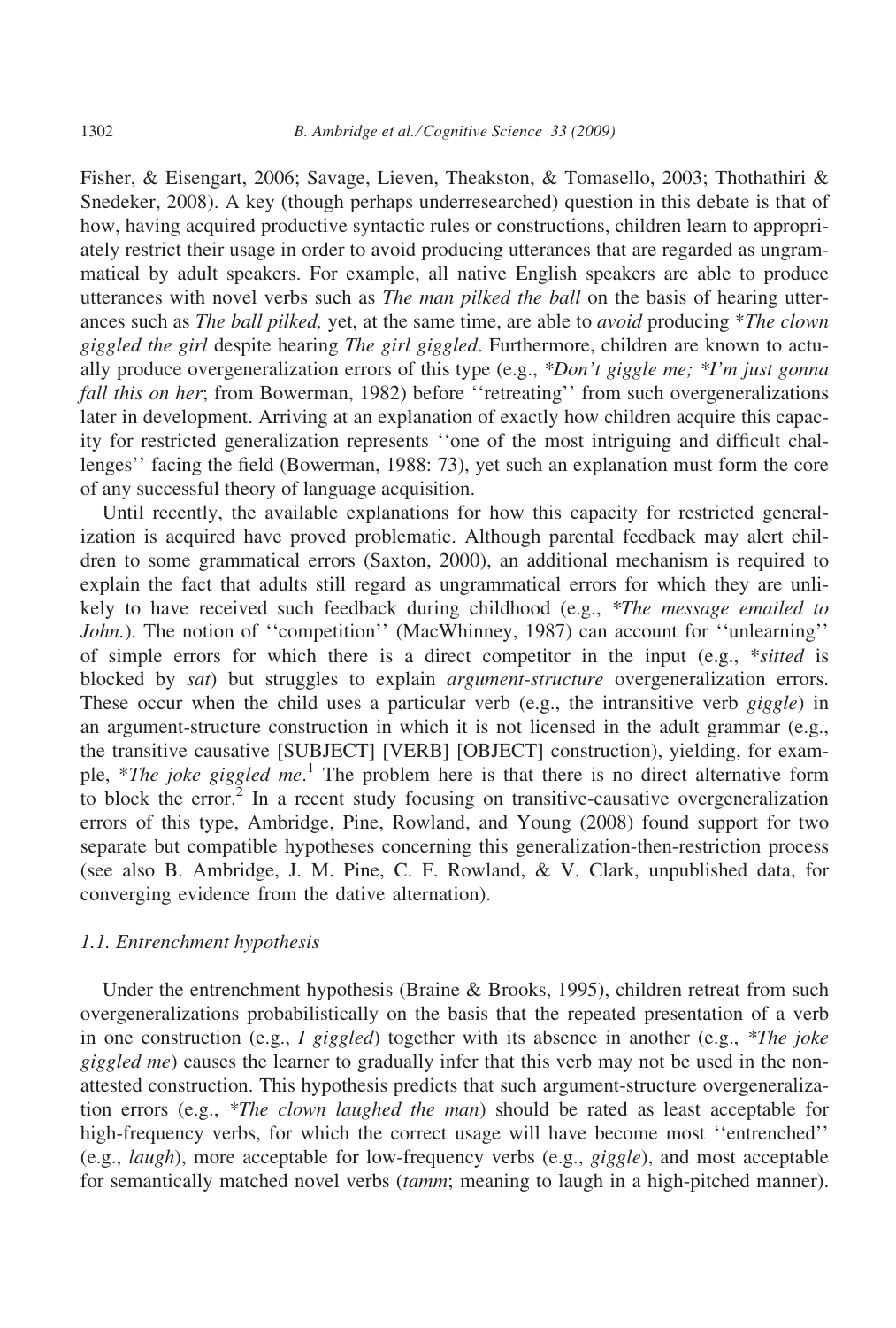Fisher, & Eisengart, 2006; Savage, Lieven, Theakston, & Tomasello, 2003; Thothathiri & Snedeker, 2008). A key (though perhaps underresearched) question in this debate is that of how, having acquired productive syntactic rules or constructions, children learn to appropriately restrict their usage in order to avoid producing utterances that are regarded as ungrammatical by adult speakers. For example, all native English speakers are able to produce utterances with novel verbs such as *The man pilked the ball* on the basis of hearing utterances such as *The ball pilked,* yet, at the same time, are able to *avoid* producing *\*The clown giggled the girl* despite hearing *The girl giggled*. Furthermore, children are known to actually produce overgeneralization errors of this type (e.g., *\*Don't giggle me; \*I'm just gonna fall this on her*; from Bowerman, 1982) before ''retreating'' from such overgeneralizations later in development. Arriving at an explanation of exactly how children acquire this capacity for restricted generalization represents ''one of the most intriguing and difficult challenges'' facing the field (Bowerman, 1988: 73), yet such an explanation must form the core of any successful theory of language acquisition.

Until recently, the available explanations for how this capacity for restricted generalization is acquired have proved problematic. Although parental feedback may alert children to some grammatical errors (Saxton, 2000), an additional mechanism is required to explain the fact that adults still regard as ungrammatical errors for which they are unlikely to have received such feedback during childhood (e.g., *\*The message emailed to John.*). The notion of ''competition'' (MacWhinney, 1987) can account for ''unlearning'' of simple errors for which there is a direct competitor in the input (e.g., *\*sitted* is blocked by *sat*) but struggles to explain *argument-structure* overgeneralization errors. These occur when the child uses a particular verb (e.g., the intransitive verb *giggle*) in an argument-structure construction in which it is not licensed in the adult grammar (e.g., the transitive causative [SUBJECT] [VERB] [OBJECT] construction), yielding, for example, *\*The joke giggled me*.[1] The problem here is that there is no direct alternative form to block the error.[2] In a recent study focusing on transitive-causative overgeneralization errors of this type, Ambridge, Pine, Rowland, and Young (2008) found support for two separate but compatible hypotheses concerning this generalization-then-restriction process (see also B. Ambridge, J. M. Pine, C. F. Rowland, & V. Clark, unpublished data, for converging evidence from the dative alternation).

### 1.1. Entrenchment hypothesis

Under the entrenchment hypothesis (Braine & Brooks, 1995), children retreat from such overgeneralizations probabilistically on the basis that the repeated presentation of a verb in one construction (e.g., *I giggled*) together with its absence in another (e.g., *\*The joke giggled me*) causes the learner to gradually infer that this verb may not be used in the non-attested construction. This hypothesis predicts that such argument-structure overgeneralization errors (e.g., *\*The clown laughed the man*) should be rated as least acceptable for high-frequency verbs, for which the correct usage will have become most ''entrenched'' (e.g., *laugh*), more acceptable for low-frequency verbs (e.g., *giggle*), and most acceptable for semantically matched novel verbs (*tamm*; meaning to laugh in a high-pitched manner).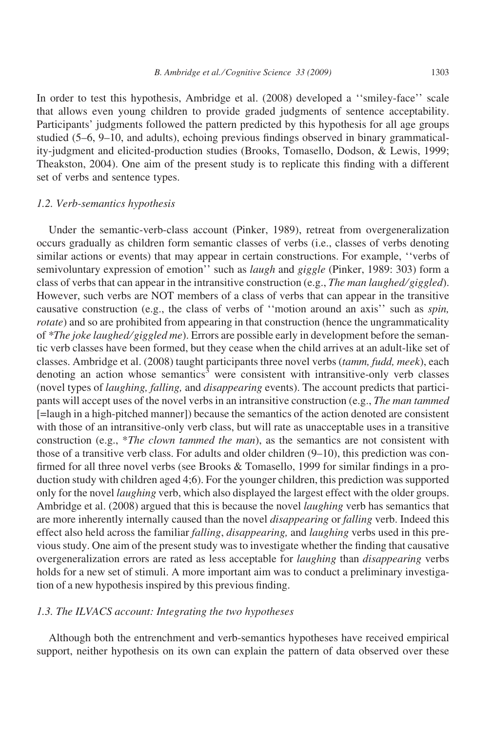In order to test this hypothesis, Ambridge et al. (2008) developed a ''smiley-face'' scale that allows even young children to provide graded judgments of sentence acceptability. Participants' judgments followed the pattern predicted by this hypothesis for all age groups studied (5–6, 9–10, and adults), echoing previous findings observed in binary grammaticality-judgment and elicited-production studies (Brooks, Tomasello, Dodson, & Lewis, 1999; Theakston, 2004). One aim of the present study is to replicate this finding with a different set of verbs and sentence types.

### 1.2. Verb-semantics hypothesis

Under the semantic-verb-class account (Pinker, 1989), retreat from overgeneralization occurs gradually as children form semantic classes of verbs (i.e., classes of verbs denoting similar actions or events) that may appear in certain constructions. For example, ''verbs of semivoluntary expression of emotion'' such as *laugh* and *giggle* (Pinker, 1989: 303) form a class of verbs that can appear in the intransitive construction (e.g., *The man laughed/giggled*). However, such verbs are NOT members of a class of verbs that can appear in the transitive causative construction (e.g., the class of verbs of ''motion around an axis'' such as *spin, rotate*) and so are prohibited from appearing in that construction (hence the ungrammaticality of **The joke laughed/giggled me*). Errors are possible early in development before the semantic verb classes have been formed, but they cease when the child arrives at an adult-like set of classes. Ambridge et al. (2008) taught participants three novel verbs (*tamm, fudd, meek*), each denoting an action whose semantics[3] were consistent with intransitive-only verb classes (novel types of *laughing, falling,* and *disappearing* events). The account predicts that participants will accept uses of the novel verbs in an intransitive construction (e.g., *The man tammed* [=laugh in a high-pitched manner]) because the semantics of the action denoted are consistent with those of an intransitive-only verb class, but will rate as unacceptable uses in a transitive construction (e.g., **The clown tammed the man*), as the semantics are not consistent with those of a transitive verb class. For adults and older children (9–10), this prediction was confirmed for all three novel verbs (see Brooks & Tomasello, 1999 for similar findings in a production study with children aged 4;6). For the younger children, this prediction was supported only for the novel *laughing* verb, which also displayed the largest effect with the older groups. Ambridge et al. (2008) argued that this is because the novel *laughing* verb has semantics that are more inherently internally caused than the novel *disappearing* or *falling* verb. Indeed this effect also held across the familiar *falling*, *disappearing,* and *laughing* verbs used in this previous study. One aim of the present study was to investigate whether the finding that causative overgeneralization errors are rated as less acceptable for *laughing* than *disappearing* verbs holds for a new set of stimuli. A more important aim was to conduct a preliminary investigation of a new hypothesis inspired by this previous finding.

### 1.3. The ILVACS account: Integrating the two hypotheses

Although both the entrenchment and verb-semantics hypotheses have received empirical support, neither hypothesis on its own can explain the pattern of data observed over these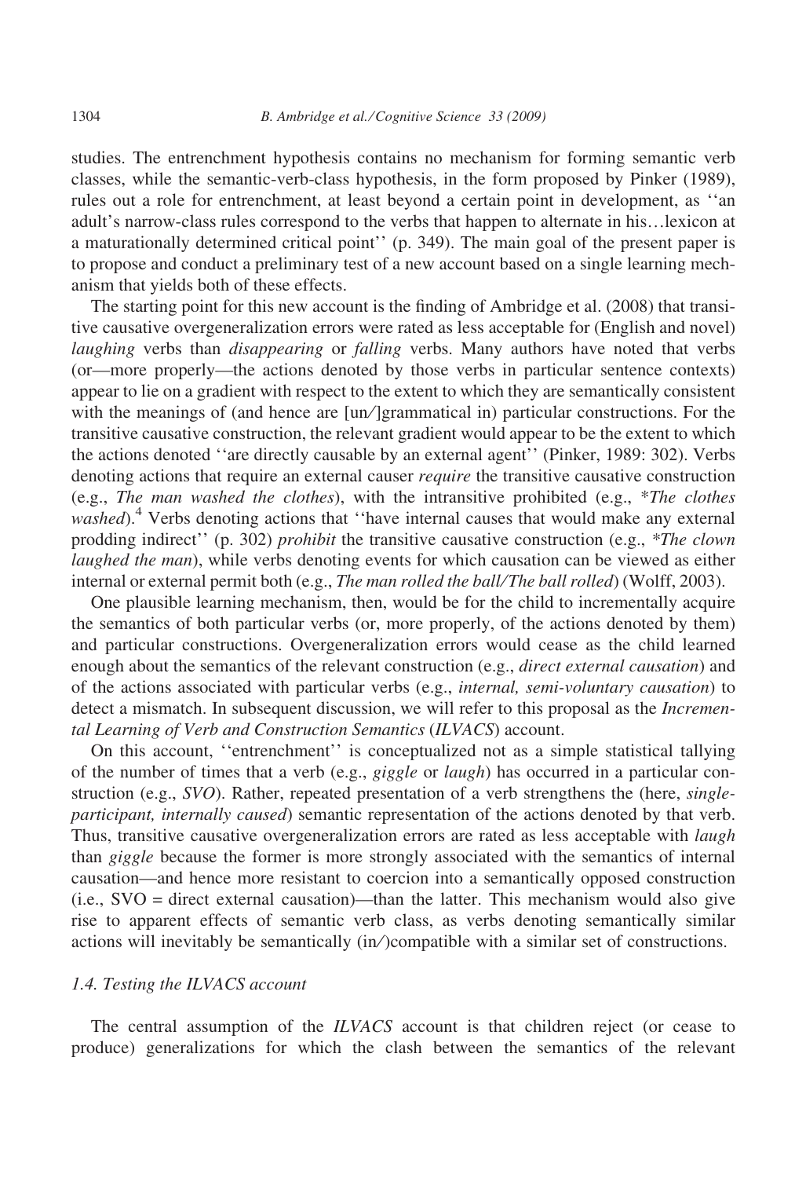studies. The entrenchment hypothesis contains no mechanism for forming semantic verb classes, while the semantic-verb-class hypothesis, in the form proposed by Pinker (1989), rules out a role for entrenchment, at least beyond a certain point in development, as ''an adult's narrow-class rules correspond to the verbs that happen to alternate in his…lexicon at a maturationally determined critical point'' (p. 349). The main goal of the present paper is to propose and conduct a preliminary test of a new account based on a single learning mechanism that yields both of these effects.

The starting point for this new account is the finding of Ambridge et al. (2008) that transitive causative overgeneralization errors were rated as less acceptable for (English and novel) *laughing* verbs than *disappearing* or *falling* verbs. Many authors have noted that verbs (or—more properly—the actions denoted by those verbs in particular sentence contexts) appear to lie on a gradient with respect to the extent to which they are semantically consistent with the meanings of (and hence are [un/]grammatical in) particular constructions. For the transitive causative construction, the relevant gradient would appear to be the extent to which the actions denoted ''are directly causable by an external agent'' (Pinker, 1989: 302). Verbs denoting actions that require an external causer *require* the transitive causative construction (e.g., *The man washed the clothes*), with the intransitive prohibited (e.g., *\*The clothes washed*).[4] Verbs denoting actions that ''have internal causes that would make any external prodding indirect'' (p. 302) *prohibit* the transitive causative construction (e.g., *\*The clown laughed the man*), while verbs denoting events for which causation can be viewed as either internal or external permit both (e.g., *The man rolled the ball/The ball rolled*) (Wolff, 2003).

One plausible learning mechanism, then, would be for the child to incrementally acquire the semantics of both particular verbs (or, more properly, of the actions denoted by them) and particular constructions. Overgeneralization errors would cease as the child learned enough about the semantics of the relevant construction (e.g., *direct external causation*) and of the actions associated with particular verbs (e.g., *internal, semi-voluntary causation*) to detect a mismatch. In subsequent discussion, we will refer to this proposal as the *Incremental Learning of Verb and Construction Semantics* (*ILVACS*) account.

On this account, ''entrenchment'' is conceptualized not as a simple statistical tallying of the number of times that a verb (e.g., *giggle* or *laugh*) has occurred in a particular construction (e.g., *SVO*). Rather, repeated presentation of a verb strengthens the (here, *single-participant, internally caused*) semantic representation of the actions denoted by that verb. Thus, transitive causative overgeneralization errors are rated as less acceptable with *laugh* than *giggle* because the former is more strongly associated with the semantics of internal causation—and hence more resistant to coercion into a semantically opposed construction (i.e., SVO = direct external causation)—than the latter. This mechanism would also give rise to apparent effects of semantic verb class, as verbs denoting semantically similar actions will inevitably be semantically (in/)compatible with a similar set of constructions.

### 1.4. Testing the ILVACS account

The central assumption of the *ILVACS* account is that children reject (or cease to produce) generalizations for which the clash between the semantics of the relevant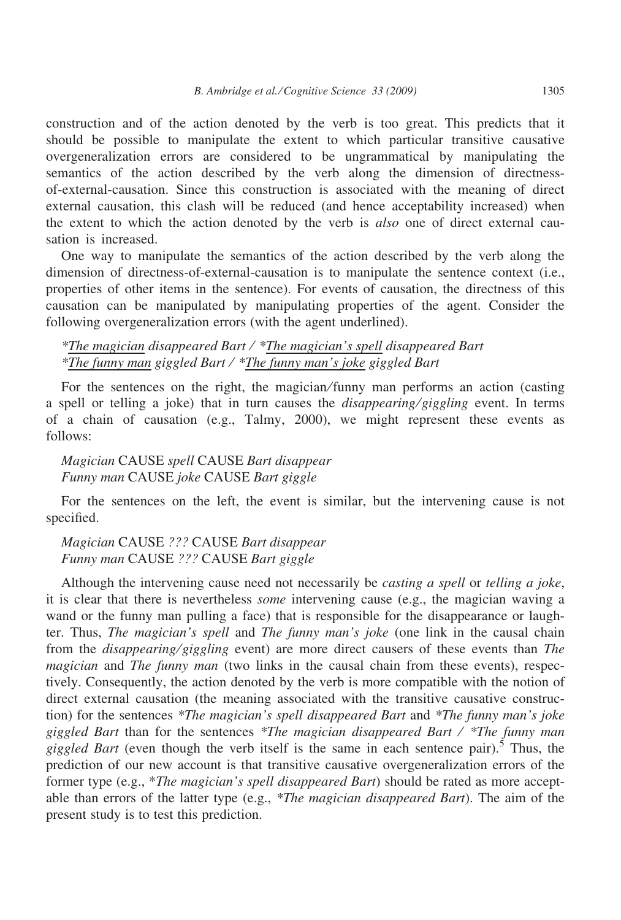construction and of the action denoted by the verb is too great. This predicts that it should be possible to manipulate the extent to which particular transitive causative overgeneralization errors are considered to be ungrammatical by manipulating the semantics of the action described by the verb along the dimension of directness-of-external-causation. Since this construction is associated with the meaning of direct external causation, this clash will be reduced (and hence acceptability increased) when the extent to which the action denoted by the verb is *also* one of direct external causation is increased.

One way to manipulate the semantics of the action described by the verb along the dimension of directness-of-external-causation is to manipulate the sentence context (i.e., properties of other items in the sentence). For events of causation, the directness of this causation can be manipulated by manipulating properties of the agent. Consider the following overgeneralization errors (with the agent underlined).

*\*<u>The magician</u> disappeared Bart / \*<u>The magician's spell</u> disappeared Bart*
*\*<u>The funny man</u> giggled Bart / \*<u>The funny man's joke</u> giggled Bart*

For the sentences on the right, the magician/funny man performs an action (casting a spell or telling a joke) that in turn causes the *disappearing/giggling* event. In terms of a chain of causation (e.g., Talmy, 2000), we might represent these events as follows:

*Magician* CAUSE *spell* CAUSE *Bart disappear*
*Funny man* CAUSE *joke* CAUSE *Bart giggle*

For the sentences on the left, the event is similar, but the intervening cause is not specified.

*Magician* CAUSE *???* CAUSE *Bart disappear*
*Funny man* CAUSE *???* CAUSE *Bart giggle*

Although the intervening cause need not necessarily be *casting a spell* or *telling a joke*, it is clear that there is nevertheless *some* intervening cause (e.g., the magician waving a wand or the funny man pulling a face) that is responsible for the disappearance or laughter. Thus, *The magician's spell* and *The funny man's joke* (one link in the causal chain from the *disappearing/giggling* event) are more direct causers of these events than *The magician* and *The funny man* (two links in the causal chain from these events), respectively. Consequently, the action denoted by the verb is more compatible with the notion of direct external causation (the meaning associated with the transitive causative construction) for the sentences *\*The magician's spell disappeared Bart* and *\*The funny man's joke giggled Bart* than for the sentences *\*The magician disappeared Bart / \*The funny man giggled Bart* (even though the verb itself is the same in each sentence pair).[5] Thus, the prediction of our new account is that transitive causative overgeneralization errors of the former type (e.g., *\*The magician's spell disappeared Bart*) should be rated as more acceptable than errors of the latter type (e.g., *\*The magician disappeared Bart*). The aim of the present study is to test this prediction.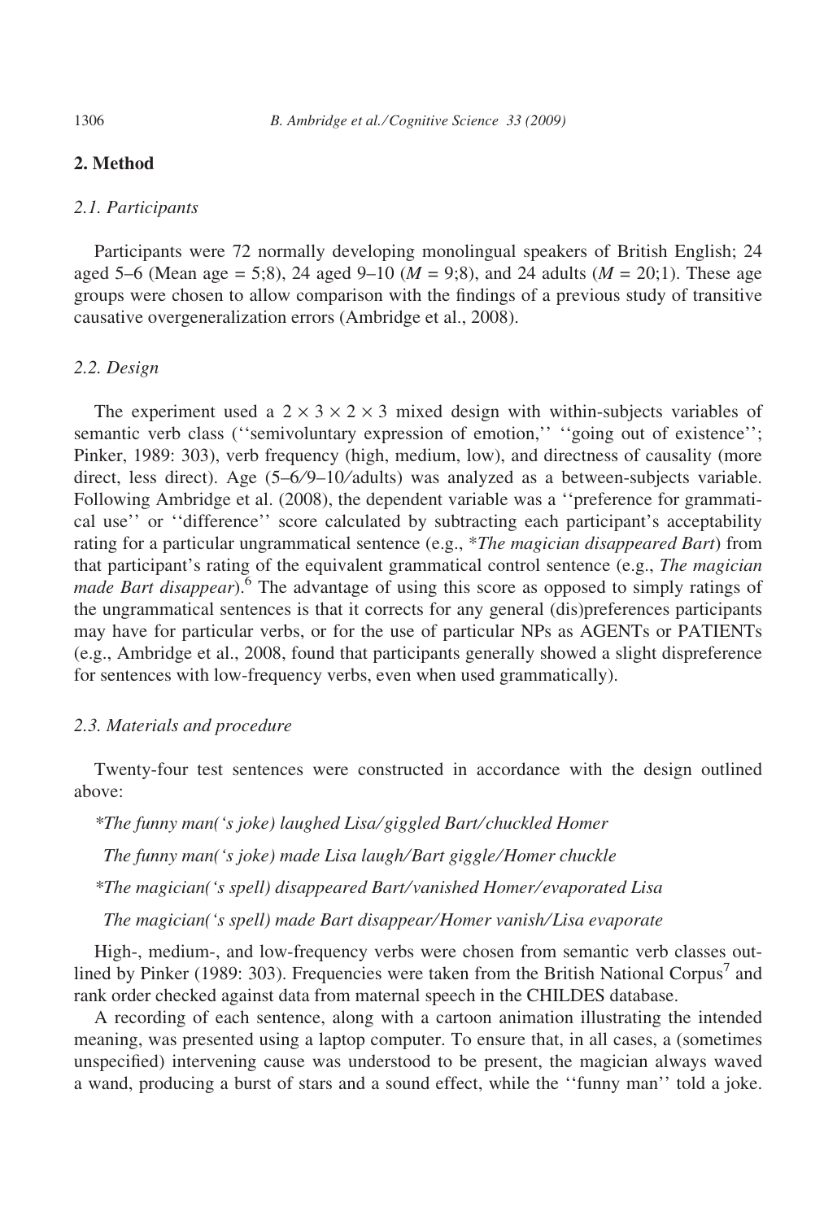## 2. Method

### 2.1. Participants

Participants were 72 normally developing monolingual speakers of British English; 24 aged 5–6 (Mean age = 5;8), 24 aged 9–10 (*M* = 9;8), and 24 adults (*M* = 20;1). These age groups were chosen to allow comparison with the findings of a previous study of transitive causative overgeneralization errors (Ambridge et al., 2008).

### 2.2. Design

The experiment used a $2 \times 3 \times 2 \times 3$ mixed design with within-subjects variables of semantic verb class (''semivoluntary expression of emotion,'' ''going out of existence''; Pinker, 1989: 303), verb frequency (high, medium, low), and directness of causality (more direct, less direct). Age (5–6/9–10/adults) was analyzed as a between-subjects variable. Following Ambridge et al. (2008), the dependent variable was a ''preference for grammatical use'' or ''difference'' score calculated by subtracting each participant's acceptability rating for a particular ungrammatical sentence (e.g., **The magician disappeared Bart*) from that participant's rating of the equivalent grammatical control sentence (e.g., *The magician made Bart disappear*).[6] The advantage of using this score as opposed to simply ratings of the ungrammatical sentences is that it corrects for any general (dis)preferences participants may have for particular verbs, or for the use of particular NPs as AGENTs or PATIENTs (e.g., Ambridge et al., 2008, found that participants generally showed a slight dispreference for sentences with low-frequency verbs, even when used grammatically).

### 2.3. Materials and procedure

Twenty-four test sentences were constructed in accordance with the design outlined above:

*\*The funny man('s joke) laughed Lisa/giggled Bart/chuckled Homer*

*The funny man('s joke) made Lisa laugh/Bart giggle/Homer chuckle*

*\*The magician('s spell) disappeared Bart/vanished Homer/evaporated Lisa*

*The magician('s spell) made Bart disappear/Homer vanish/Lisa evaporate*

High-, medium-, and low-frequency verbs were chosen from semantic verb classes outlined by Pinker (1989: 303). Frequencies were taken from the British National Corpus[7] and rank order checked against data from maternal speech in the CHILDES database.

A recording of each sentence, along with a cartoon animation illustrating the intended meaning, was presented using a laptop computer. To ensure that, in all cases, a (sometimes unspecified) intervening cause was understood to be present, the magician always waved a wand, producing a burst of stars and a sound effect, while the ''funny man'' told a joke.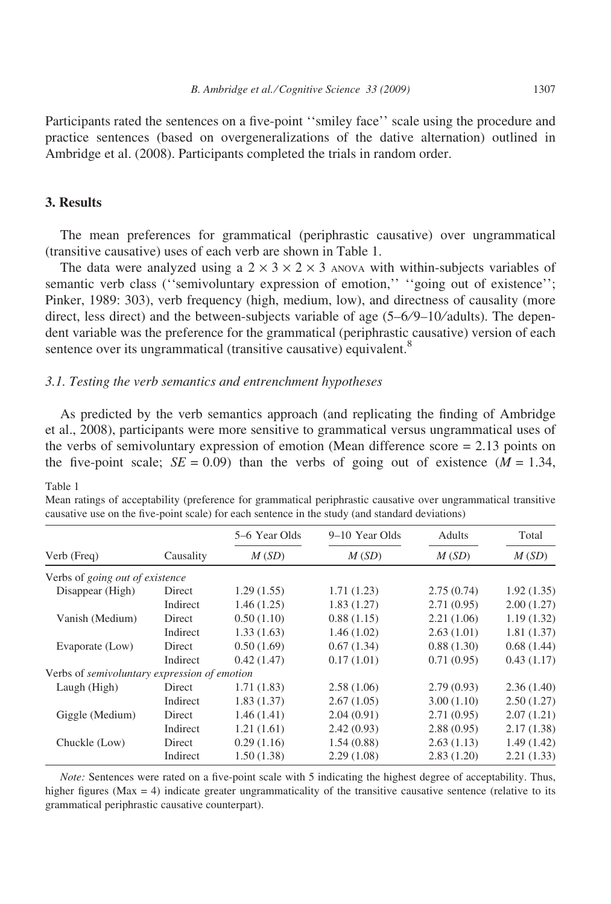Participants rated the sentences on a five-point ''smiley face'' scale using the procedure and practice sentences (based on overgeneralizations of the dative alternation) outlined in Ambridge et al. (2008). Participants completed the trials in random order.

## 3. Results

The mean preferences for grammatical (periphrastic causative) over ungrammatical (transitive causative) uses of each verb are shown in Table 1.

The data were analyzed using a 2 × 3 × 2 × 3 ANOVA with within-subjects variables of semantic verb class (''semivoluntary expression of emotion,'' ''going out of existence''; Pinker, 1989: 303), verb frequency (high, medium, low), and directness of causality (more direct, less direct) and the between-subjects variable of age (5–6/9–10/adults). The dependent variable was the preference for the grammatical (periphrastic causative) version of each sentence over its ungrammatical (transitive causative) equivalent.[8]

### 3.1. Testing the verb semantics and entrenchment hypotheses

As predicted by the verb semantics approach (and replicating the finding of Ambridge et al., 2008), participants were more sensitive to grammatical versus ungrammatical uses of the verbs of semivoluntary expression of emotion (Mean difference score = 2.13 points on the five-point scale; $SE = 0.09$) than the verbs of going out of existence ($M = 1.34$,

Table 1

Mean ratings of acceptability (preference for grammatical periphrastic causative over ungrammatical transitive causative use on the five-point scale) for each sentence in the study (and standard deviations)

| | | 5–6 Year Olds | 9–10 Year Olds | Adults | Total |
|---|---|---|---|---|---|
| Verb (Freq) | Causality | *M* (*SD*) | *M* (*SD*) | *M* (*SD*) | *M* (*SD*) |
| Verbs of *going out of existence* | | | | | |
| Disappear (High) | Direct | 1.29 (1.55) | 1.71 (1.23) | 2.75 (0.74) | 1.92 (1.35) |
| | Indirect | 1.46 (1.25) | 1.83 (1.27) | 2.71 (0.95) | 2.00 (1.27) |
| Vanish (Medium) | Direct | 0.50 (1.10) | 0.88 (1.15) | 2.21 (1.06) | 1.19 (1.32) |
| | Indirect | 1.33 (1.63) | 1.46 (1.02) | 2.63 (1.01) | 1.81 (1.37) |
| Evaporate (Low) | Direct | 0.50 (1.69) | 0.67 (1.34) | 0.88 (1.30) | 0.68 (1.44) |
| | Indirect | 0.42 (1.47) | 0.17 (1.01) | 0.71 (0.95) | 0.43 (1.17) |
| Verbs of *semivoluntary expression of emotion* | | | | | |
| Laugh (High) | Direct | 1.71 (1.83) | 2.58 (1.06) | 2.79 (0.93) | 2.36 (1.40) |
| | Indirect | 1.83 (1.37) | 2.67 (1.05) | 3.00 (1.10) | 2.50 (1.27) |
| Giggle (Medium) | Direct | 1.46 (1.41) | 2.04 (0.91) | 2.71 (0.95) | 2.07 (1.21) |
| | Indirect | 1.21 (1.61) | 2.42 (0.93) | 2.88 (0.95) | 2.17 (1.38) |
| Chuckle (Low) | Direct | 0.29 (1.16) | 1.54 (0.88) | 2.63 (1.13) | 1.49 (1.42) |
| | Indirect | 1.50 (1.38) | 2.29 (1.08) | 2.83 (1.20) | 2.21 (1.33) |

*Note:* Sentences were rated on a five-point scale with 5 indicating the highest degree of acceptability. Thus, higher figures (Max = 4) indicate greater ungrammaticality of the transitive causative sentence (relative to its grammatical periphrastic causative counterpart).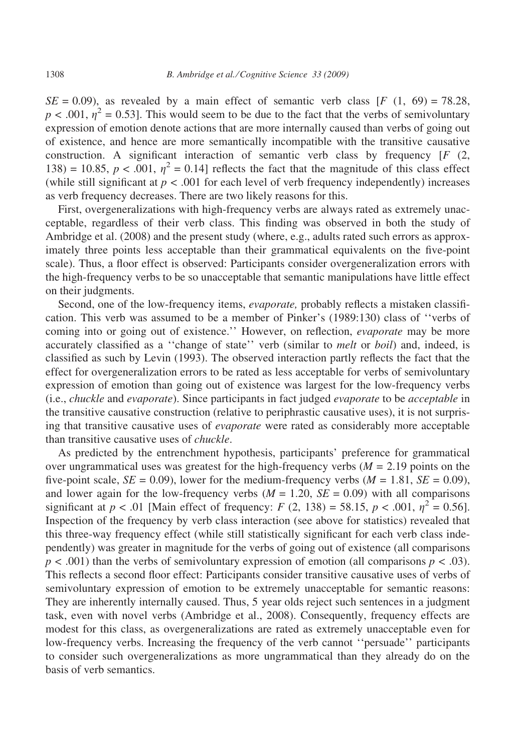$SE = 0.09$), as revealed by a main effect of semantic verb class [$F$ (1, 69) = 78.28, $p < .001$, $\eta^2 = 0.53$]. This would seem to be due to the fact that the verbs of semivoluntary expression of emotion denote actions that are more internally caused than verbs of going out of existence, and hence are more semantically incompatible with the transitive causative construction. A significant interaction of semantic verb class by frequency [$F$ (2, 138) = 10.85, $p < .001$, $\eta^2 = 0.14$] reflects the fact that the magnitude of this class effect (while still significant at $p < .001$ for each level of verb frequency independently) increases as verb frequency decreases. There are two likely reasons for this.

First, overgeneralizations with high-frequency verbs are always rated as extremely unacceptable, regardless of their verb class. This finding was observed in both the study of Ambridge et al. (2008) and the present study (where, e.g., adults rated such errors as approximately three points less acceptable than their grammatical equivalents on the five-point scale). Thus, a floor effect is observed: Participants consider overgeneralization errors with the high-frequency verbs to be so unacceptable that semantic manipulations have little effect on their judgments.

Second, one of the low-frequency items, *evaporate,* probably reflects a mistaken classification. This verb was assumed to be a member of Pinker's (1989:130) class of ''verbs of coming into or going out of existence.'' However, on reflection, *evaporate* may be more accurately classified as a ''change of state'' verb (similar to *melt* or *boil*) and, indeed, is classified as such by Levin (1993). The observed interaction partly reflects the fact that the effect for overgeneralization errors to be rated as less acceptable for verbs of semivoluntary expression of emotion than going out of existence was largest for the low-frequency verbs (i.e., *chuckle* and *evaporate*). Since participants in fact judged *evaporate* to be *acceptable* in the transitive causative construction (relative to periphrastic causative uses), it is not surprising that transitive causative uses of *evaporate* were rated as considerably more acceptable than transitive causative uses of *chuckle*.

As predicted by the entrenchment hypothesis, participants' preference for grammatical over ungrammatical uses was greatest for the high-frequency verbs ($M = 2.19$ points on the five-point scale, $SE = 0.09$), lower for the medium-frequency verbs ($M = 1.81$, $SE = 0.09$), and lower again for the low-frequency verbs ($M = 1.20$, $SE = 0.09$) with all comparisons significant at $p < .01$ [Main effect of frequency: $F$ (2, 138) = 58.15, $p < .001$, $\eta^2 = 0.56$]. Inspection of the frequency by verb class interaction (see above for statistics) revealed that this three-way frequency effect (while still statistically significant for each verb class independently) was greater in magnitude for the verbs of going out of existence (all comparisons $p < .001$) than the verbs of semivoluntary expression of emotion (all comparisons $p < .03$). This reflects a second floor effect: Participants consider transitive causative uses of verbs of semivoluntary expression of emotion to be extremely unacceptable for semantic reasons: They are inherently internally caused. Thus, 5 year olds reject such sentences in a judgment task, even with novel verbs (Ambridge et al., 2008). Consequently, frequency effects are modest for this class, as overgeneralizations are rated as extremely unacceptable even for low-frequency verbs. Increasing the frequency of the verb cannot ''persuade'' participants to consider such overgeneralizations as more ungrammatical than they already do on the basis of verb semantics.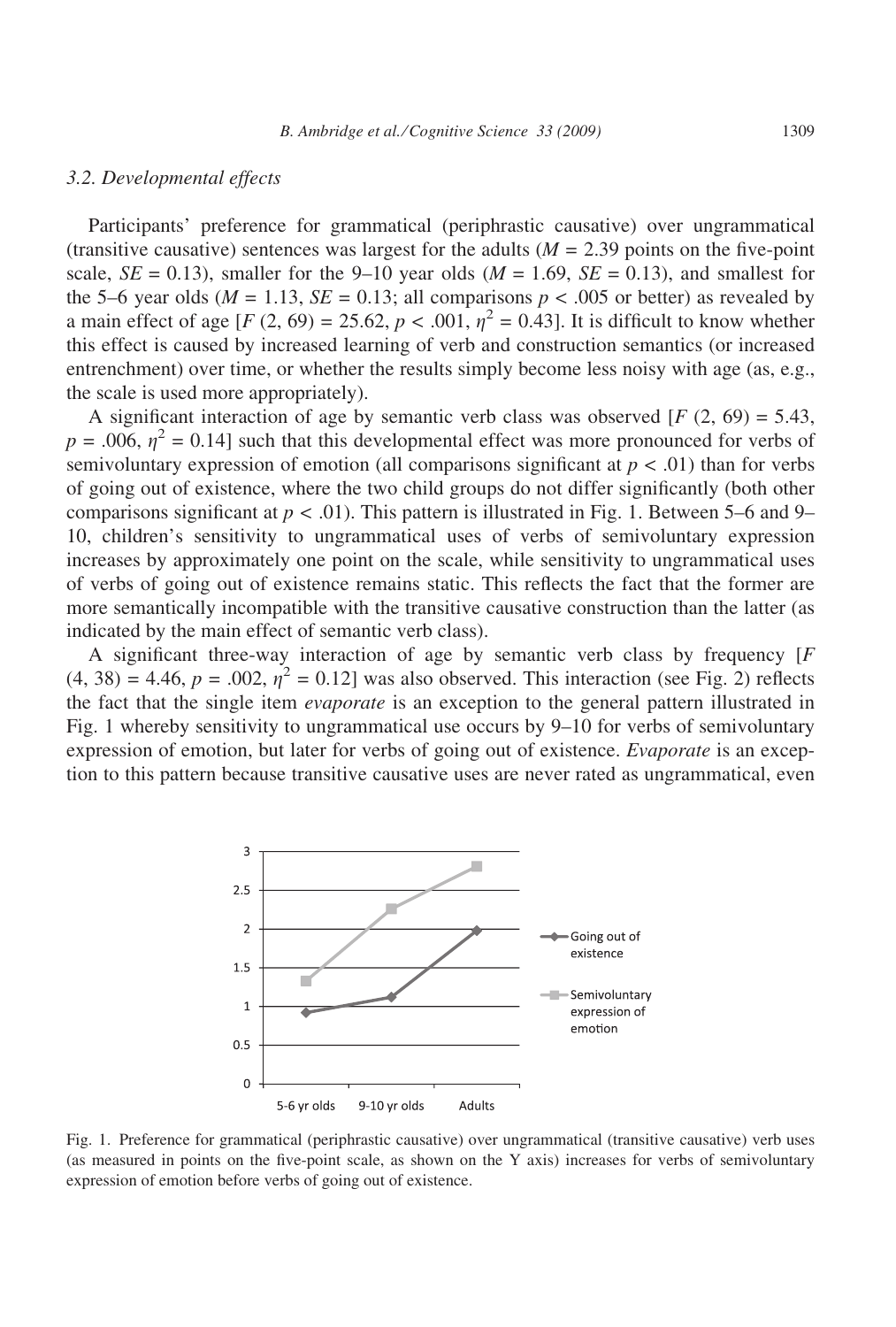### 3.2. Developmental effects

Participants' preference for grammatical (periphrastic causative) over ungrammatical (transitive causative) sentences was largest for the adults ($M = 2.39$ points on the five-point scale, $SE = 0.13$), smaller for the 9–10 year olds ($M = 1.69$, $SE = 0.13$), and smallest for the 5–6 year olds ($M = 1.13$, $SE = 0.13$; all comparisons $p < .005$ or better) as revealed by a main effect of age [$F(2, 69) = 25.62$, $p < .001$, $\eta^2 = 0.43$]. It is difficult to know whether this effect is caused by increased learning of verb and construction semantics (or increased entrenchment) over time, or whether the results simply become less noisy with age (as, e.g., the scale is used more appropriately).

A significant interaction of age by semantic verb class was observed [$F(2, 69) = 5.43$, $p = .006$, $\eta^2 = 0.14$] such that this developmental effect was more pronounced for verbs of semivoluntary expression of emotion (all comparisons significant at $p < .01$) than for verbs of going out of existence, where the two child groups do not differ significantly (both other comparisons significant at $p < .01$). This pattern is illustrated in Fig. 1. Between 5–6 and 9–10, children's sensitivity to ungrammatical uses of verbs of semivoluntary expression increases by approximately one point on the scale, while sensitivity to ungrammatical uses of verbs of going out of existence remains static. This reflects the fact that the former are more semantically incompatible with the transitive causative construction than the latter (as indicated by the main effect of semantic verb class).

A significant three-way interaction of age by semantic verb class by frequency [$F(4, 38) = 4.46$, $p = .002$, $\eta^2 = 0.12$] was also observed. This interaction (see Fig. 2) reflects the fact that the single item *evaporate* is an exception to the general pattern illustrated in Fig. 1 whereby sensitivity to ungrammatical use occurs by 9–10 for verbs of semivoluntary expression of emotion, but later for verbs of going out of existence. *Evaporate* is an exception to this pattern because transitive causative uses are never rated as ungrammatical, even

Fig. 1. Preference for grammatical (periphrastic causative) over ungrammatical (transitive causative) verb uses (as measured in points on the five-point scale, as shown on the Y axis) increases for verbs of semivoluntary expression of emotion before verbs of going out of existence.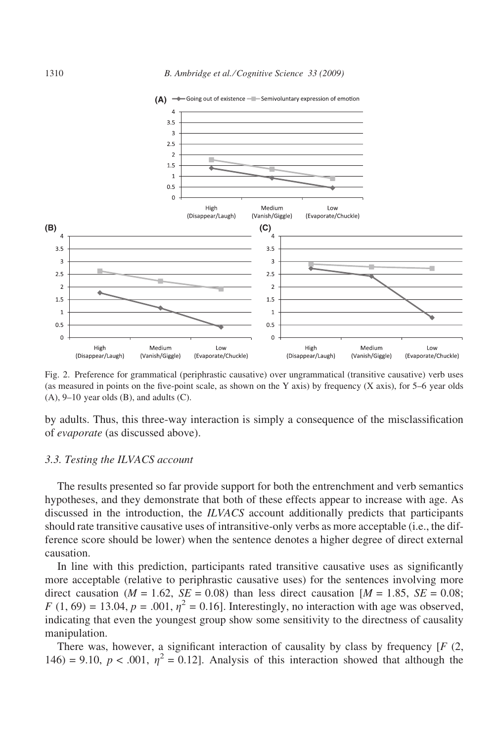Fig. 2. Preference for grammatical (periphrastic causative) over ungrammatical (transitive causative) verb uses (as measured in points on the five-point scale, as shown on the Y axis) by frequency (X axis), for 5–6 year olds (A), 9–10 year olds (B), and adults (C).

by adults. Thus, this three-way interaction is simply a consequence of the misclassification of *evaporate* (as discussed above).

### 3.3. Testing the ILVACS account

The results presented so far provide support for both the entrenchment and verb semantics hypotheses, and they demonstrate that both of these effects appear to increase with age. As discussed in the introduction, the *ILVACS* account additionally predicts that participants should rate transitive causative uses of intransitive-only verbs as more acceptable (i.e., the difference score should be lower) when the sentence denotes a higher degree of direct external causation.

In line with this prediction, participants rated transitive causative uses as significantly more acceptable (relative to periphrastic causative uses) for the sentences involving more direct causation ($M = 1.62$, $SE = 0.08$) than less direct causation [$M = 1.85$, $SE = 0.08$; $F$ (1, 69) = 13.04, $p = .001$, $\eta^2 = 0.16$]. Interestingly, no interaction with age was observed, indicating that even the youngest group show some sensitivity to the directness of causality manipulation.

There was, however, a significant interaction of causality by class by frequency [$F$ (2, 146) = 9.10, $p < .001$, $\eta^2 = 0.12$]. Analysis of this interaction showed that although the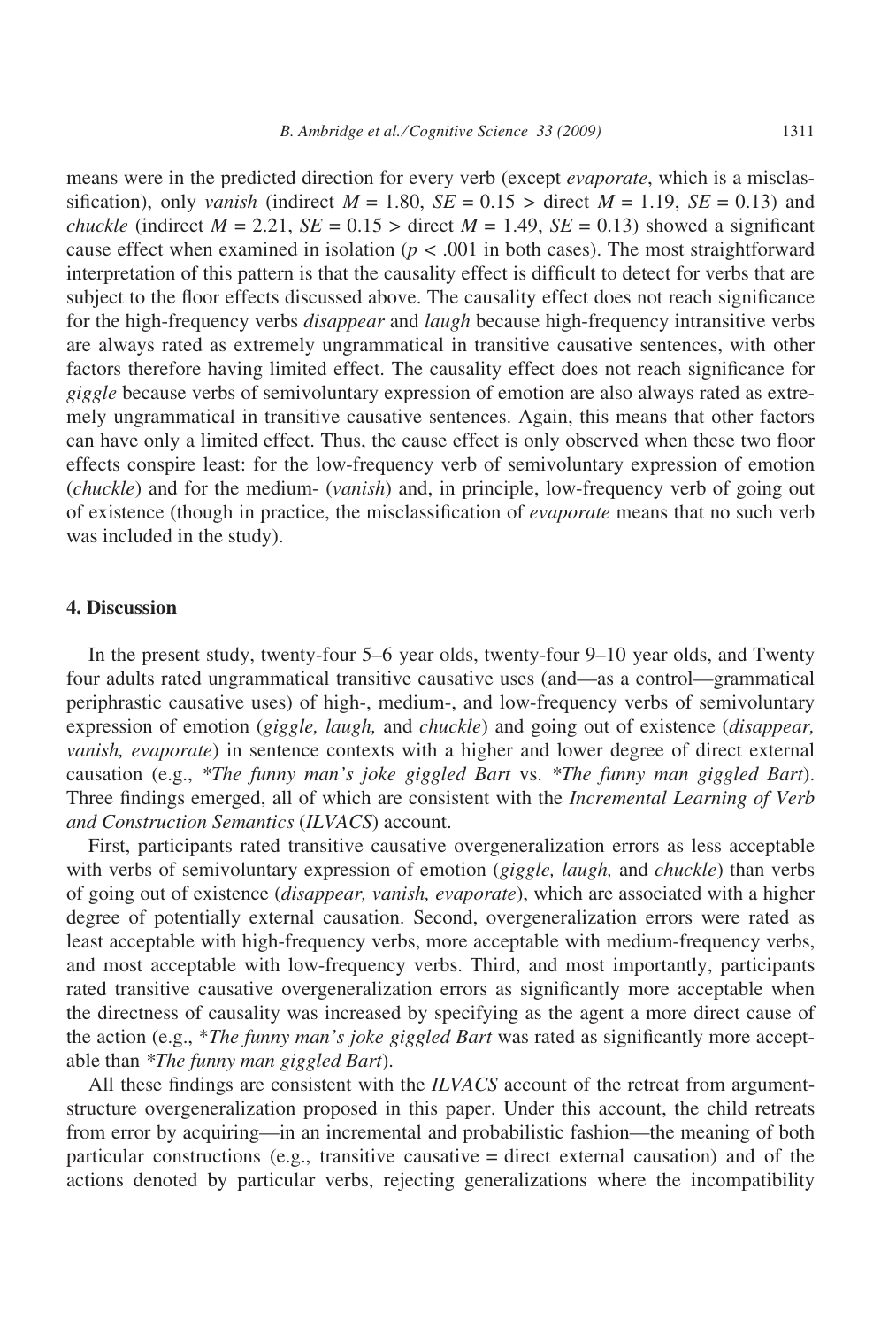means were in the predicted direction for every verb (except *evaporate*, which is a misclassification), only *vanish* (indirect $M = 1.80$, $SE = 0.15$ > direct $M = 1.19$, $SE = 0.13$) and *chuckle* (indirect $M = 2.21$, $SE = 0.15$ > direct $M = 1.49$, $SE = 0.13$) showed a significant cause effect when examined in isolation ($p < .001$ in both cases). The most straightforward interpretation of this pattern is that the causality effect is difficult to detect for verbs that are subject to the floor effects discussed above. The causality effect does not reach significance for the high-frequency verbs *disappear* and *laugh* because high-frequency intransitive verbs are always rated as extremely ungrammatical in transitive causative sentences, with other factors therefore having limited effect. The causality effect does not reach significance for *giggle* because verbs of semivoluntary expression of emotion are also always rated as extremely ungrammatical in transitive causative sentences. Again, this means that other factors can have only a limited effect. Thus, the cause effect is only observed when these two floor effects conspire least: for the low-frequency verb of semivoluntary expression of emotion (*chuckle*) and for the medium- (*vanish*) and, in principle, low-frequency verb of going out of existence (though in practice, the misclassification of *evaporate* means that no such verb was included in the study).

## 4. Discussion

In the present study, twenty-four 5–6 year olds, twenty-four 9–10 year olds, and Twenty four adults rated ungrammatical transitive causative uses (and—as a control—grammatical periphrastic causative uses) of high-, medium-, and low-frequency verbs of semivoluntary expression of emotion (*giggle, laugh,* and *chuckle*) and going out of existence (*disappear, vanish, evaporate*) in sentence contexts with a higher and lower degree of direct external causation (e.g., *\*The funny man's joke giggled Bart* vs. *\*The funny man giggled Bart*). Three findings emerged, all of which are consistent with the *Incremental Learning of Verb and Construction Semantics* (*ILVACS*) account.

First, participants rated transitive causative overgeneralization errors as less acceptable with verbs of semivoluntary expression of emotion (*giggle, laugh,* and *chuckle*) than verbs of going out of existence (*disappear, vanish, evaporate*), which are associated with a higher degree of potentially external causation. Second, overgeneralization errors were rated as least acceptable with high-frequency verbs, more acceptable with medium-frequency verbs, and most acceptable with low-frequency verbs. Third, and most importantly, participants rated transitive causative overgeneralization errors as significantly more acceptable when the directness of causality was increased by specifying as the agent a more direct cause of the action (e.g., *\*The funny man's joke giggled Bart* was rated as significantly more acceptable than *\*The funny man giggled Bart*).

All these findings are consistent with the *ILVACS* account of the retreat from argument-structure overgeneralization proposed in this paper. Under this account, the child retreats from error by acquiring—in an incremental and probabilistic fashion—the meaning of both particular constructions (e.g., transitive causative = direct external causation) and of the actions denoted by particular verbs, rejecting generalizations where the incompatibility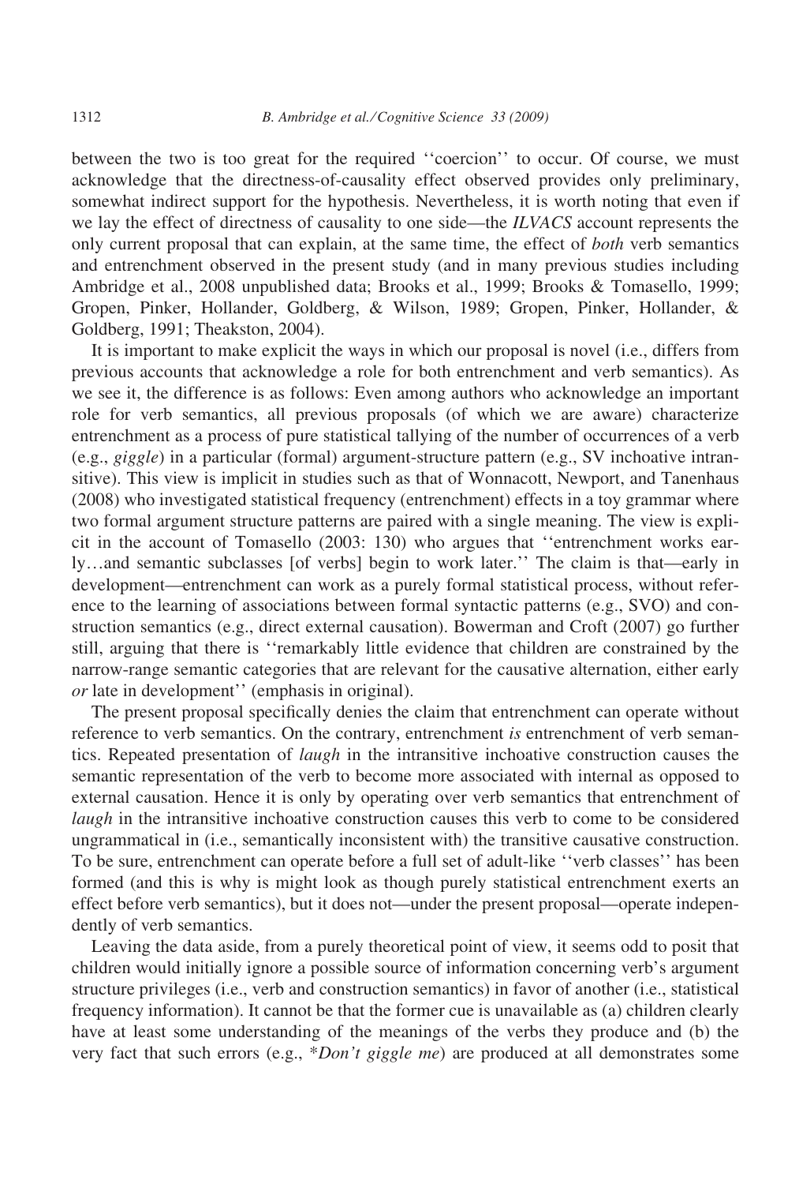between the two is too great for the required ''coercion'' to occur. Of course, we must acknowledge that the directness-of-causality effect observed provides only preliminary, somewhat indirect support for the hypothesis. Nevertheless, it is worth noting that even if we lay the effect of directness of causality to one side—the *ILVACS* account represents the only current proposal that can explain, at the same time, the effect of *both* verb semantics and entrenchment observed in the present study (and in many previous studies including Ambridge et al., 2008 unpublished data; Brooks et al., 1999; Brooks & Tomasello, 1999; Gropen, Pinker, Hollander, Goldberg, & Wilson, 1989; Gropen, Pinker, Hollander, & Goldberg, 1991; Theakston, 2004).

It is important to make explicit the ways in which our proposal is novel (i.e., differs from previous accounts that acknowledge a role for both entrenchment and verb semantics). As we see it, the difference is as follows: Even among authors who acknowledge an important role for verb semantics, all previous proposals (of which we are aware) characterize entrenchment as a process of pure statistical tallying of the number of occurrences of a verb (e.g., *giggle*) in a particular (formal) argument-structure pattern (e.g., SV inchoative intransitive). This view is implicit in studies such as that of Wonnacott, Newport, and Tanenhaus (2008) who investigated statistical frequency (entrenchment) effects in a toy grammar where two formal argument structure patterns are paired with a single meaning. The view is explicit in the account of Tomasello (2003: 130) who argues that ''entrenchment works early…and semantic subclasses [of verbs] begin to work later.'' The claim is that—early in development—entrenchment can work as a purely formal statistical process, without reference to the learning of associations between formal syntactic patterns (e.g., SVO) and construction semantics (e.g., direct external causation). Bowerman and Croft (2007) go further still, arguing that there is ''remarkably little evidence that children are constrained by the narrow-range semantic categories that are relevant for the causative alternation, either early *or* late in development'' (emphasis in original).

The present proposal specifically denies the claim that entrenchment can operate without reference to verb semantics. On the contrary, entrenchment *is* entrenchment of verb semantics. Repeated presentation of *laugh* in the intransitive inchoative construction causes the semantic representation of the verb to become more associated with internal as opposed to external causation. Hence it is only by operating over verb semantics that entrenchment of *laugh* in the intransitive inchoative construction causes this verb to come to be considered ungrammatical in (i.e., semantically inconsistent with) the transitive causative construction. To be sure, entrenchment can operate before a full set of adult-like ''verb classes'' has been formed (and this is why is might look as though purely statistical entrenchment exerts an effect before verb semantics), but it does not—under the present proposal—operate independently of verb semantics.

Leaving the data aside, from a purely theoretical point of view, it seems odd to posit that children would initially ignore a possible source of information concerning verb's argument structure privileges (i.e., verb and construction semantics) in favor of another (i.e., statistical frequency information). It cannot be that the former cue is unavailable as (a) children clearly have at least some understanding of the meanings of the verbs they produce and (b) the very fact that such errors (e.g., \*Don't giggle me*) are produced at all demonstrates some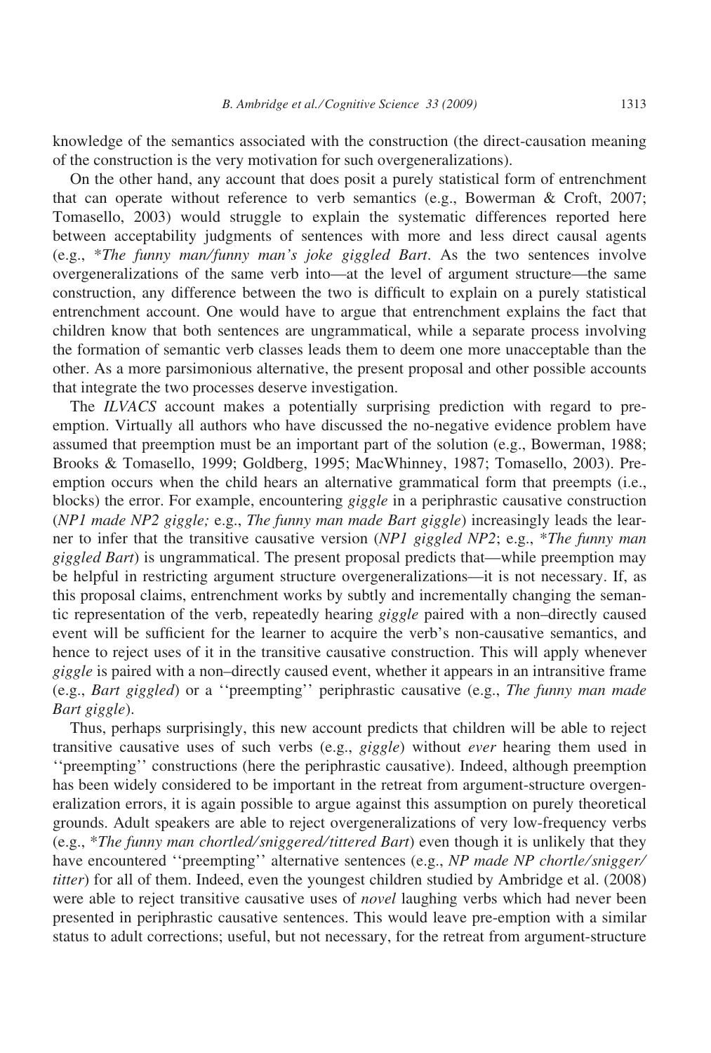knowledge of the semantics associated with the construction (the direct-causation meaning of the construction is the very motivation for such overgeneralizations).

On the other hand, any account that does posit a purely statistical form of entrenchment that can operate without reference to verb semantics (e.g., Bowerman & Croft, 2007; Tomasello, 2003) would struggle to explain the systematic differences reported here between acceptability judgments of sentences with more and less direct causal agents (e.g., *\*The funny man/funny man's joke giggled Bart*. As the two sentences involve overgeneralizations of the same verb into—at the level of argument structure—the same construction, any difference between the two is difficult to explain on a purely statistical entrenchment account. One would have to argue that entrenchment explains the fact that children know that both sentences are ungrammatical, while a separate process involving the formation of semantic verb classes leads them to deem one more unacceptable than the other. As a more parsimonious alternative, the present proposal and other possible accounts that integrate the two processes deserve investigation.

The *ILVACS* account makes a potentially surprising prediction with regard to preemption. Virtually all authors who have discussed the no-negative evidence problem have assumed that preemption must be an important part of the solution (e.g., Bowerman, 1988; Brooks & Tomasello, 1999; Goldberg, 1995; MacWhinney, 1987; Tomasello, 2003). Preemption occurs when the child hears an alternative grammatical form that preempts (i.e., blocks) the error. For example, encountering *giggle* in a periphrastic causative construction (*NP1 made NP2 giggle;* e.g., *The funny man made Bart giggle*) increasingly leads the learner to infer that the transitive causative version (*NP1 giggled NP2*; e.g., *\*The funny man giggled Bart*) is ungrammatical. The present proposal predicts that—while preemption may be helpful in restricting argument structure overgeneralizations—it is not necessary. If, as this proposal claims, entrenchment works by subtly and incrementally changing the semantic representation of the verb, repeatedly hearing *giggle* paired with a non–directly caused event will be sufficient for the learner to acquire the verb's non-causative semantics, and hence to reject uses of it in the transitive causative construction. This will apply whenever *giggle* is paired with a non–directly caused event, whether it appears in an intransitive frame (e.g., *Bart giggled*) or a ''preempting'' periphrastic causative (e.g., *The funny man made Bart giggle*).

Thus, perhaps surprisingly, this new account predicts that children will be able to reject transitive causative uses of such verbs (e.g., *giggle*) without *ever* hearing them used in ''preempting'' constructions (here the periphrastic causative). Indeed, although preemption has been widely considered to be important in the retreat from argument-structure overgeneralization errors, it is again possible to argue against this assumption on purely theoretical grounds. Adult speakers are able to reject overgeneralizations of very low-frequency verbs (e.g., *\*The funny man chortled/sniggered/tittered Bart*) even though it is unlikely that they have encountered ''preempting'' alternative sentences (e.g., *NP made NP chortle/snigger/titter*) for all of them. Indeed, even the youngest children studied by Ambridge et al. (2008) were able to reject transitive causative uses of *novel* laughing verbs which had never been presented in periphrastic causative sentences. This would leave pre-emption with a similar status to adult corrections; useful, but not necessary, for the retreat from argument-structure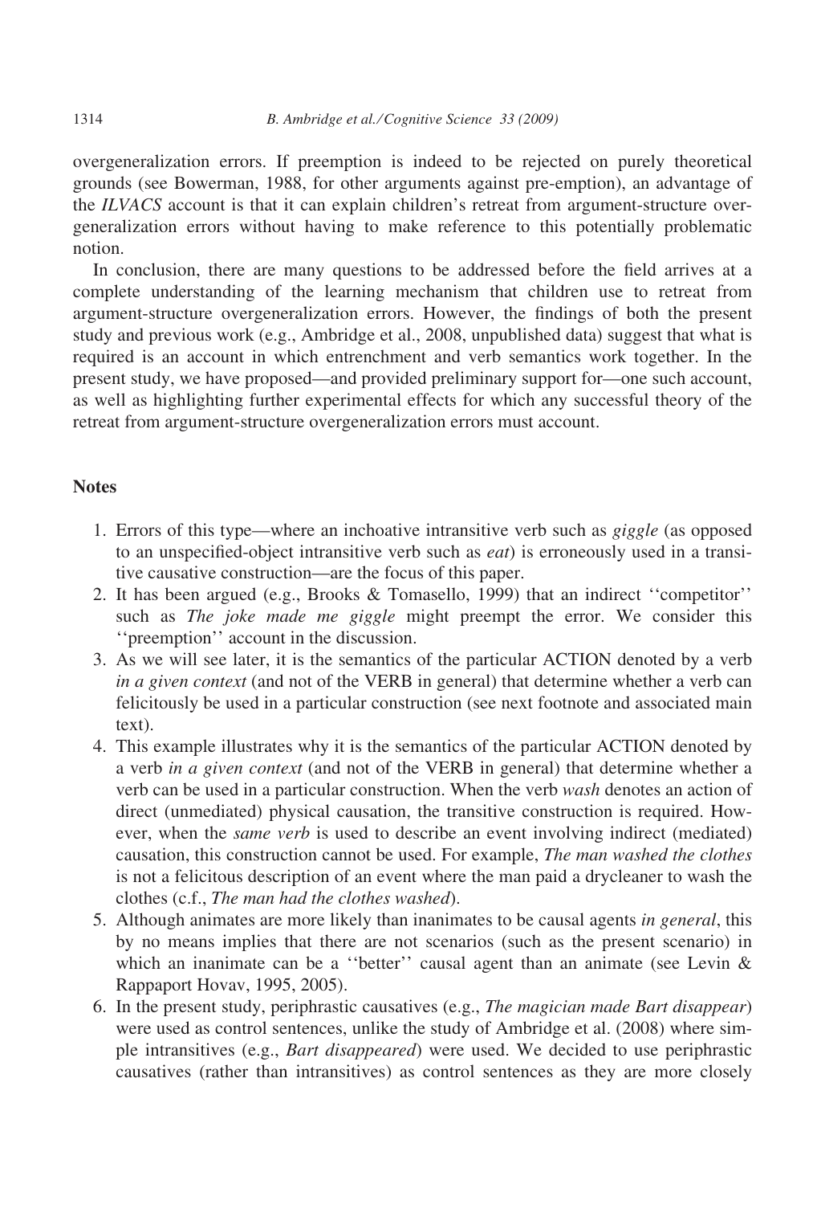overgeneralization errors. If preemption is indeed to be rejected on purely theoretical grounds (see Bowerman, 1988, for other arguments against pre-emption), an advantage of the *ILVACS* account is that it can explain children's retreat from argument-structure overgeneralization errors without having to make reference to this potentially problematic notion.

In conclusion, there are many questions to be addressed before the field arrives at a complete understanding of the learning mechanism that children use to retreat from argument-structure overgeneralization errors. However, the findings of both the present study and previous work (e.g., Ambridge et al., 2008, unpublished data) suggest that what is required is an account in which entrenchment and verb semantics work together. In the present study, we have proposed—and provided preliminary support for—one such account, as well as highlighting further experimental effects for which any successful theory of the retreat from argument-structure overgeneralization errors must account.

## Notes

1. Errors of this type—where an inchoative intransitive verb such as *giggle* (as opposed to an unspecified-object intransitive verb such as *eat*) is erroneously used in a transitive causative construction—are the focus of this paper.
2. It has been argued (e.g., Brooks & Tomasello, 1999) that an indirect ''competitor'' such as *The joke made me giggle* might preempt the error. We consider this ''preemption'' account in the discussion.
3. As we will see later, it is the semantics of the particular ACTION denoted by a verb *in a given context* (and not of the VERB in general) that determine whether a verb can felicitously be used in a particular construction (see next footnote and associated main text).
4. This example illustrates why it is the semantics of the particular ACTION denoted by a verb *in a given context* (and not of the VERB in general) that determine whether a verb can be used in a particular construction. When the verb *wash* denotes an action of direct (unmediated) physical causation, the transitive construction is required. However, when the *same verb* is used to describe an event involving indirect (mediated) causation, this construction cannot be used. For example, *The man washed the clothes* is not a felicitous description of an event where the man paid a drycleaner to wash the clothes (c.f., *The man had the clothes washed*).
5. Although animates are more likely than inanimates to be causal agents *in general*, this by no means implies that there are not scenarios (such as the present scenario) in which an inanimate can be a ''better'' causal agent than an animate (see Levin & Rappaport Hovav, 1995, 2005).
6. In the present study, periphrastic causatives (e.g., *The magician made Bart disappear*) were used as control sentences, unlike the study of Ambridge et al. (2008) where simple intransitives (e.g., *Bart disappeared*) were used. We decided to use periphrastic causatives (rather than intransitives) as control sentences as they are more closely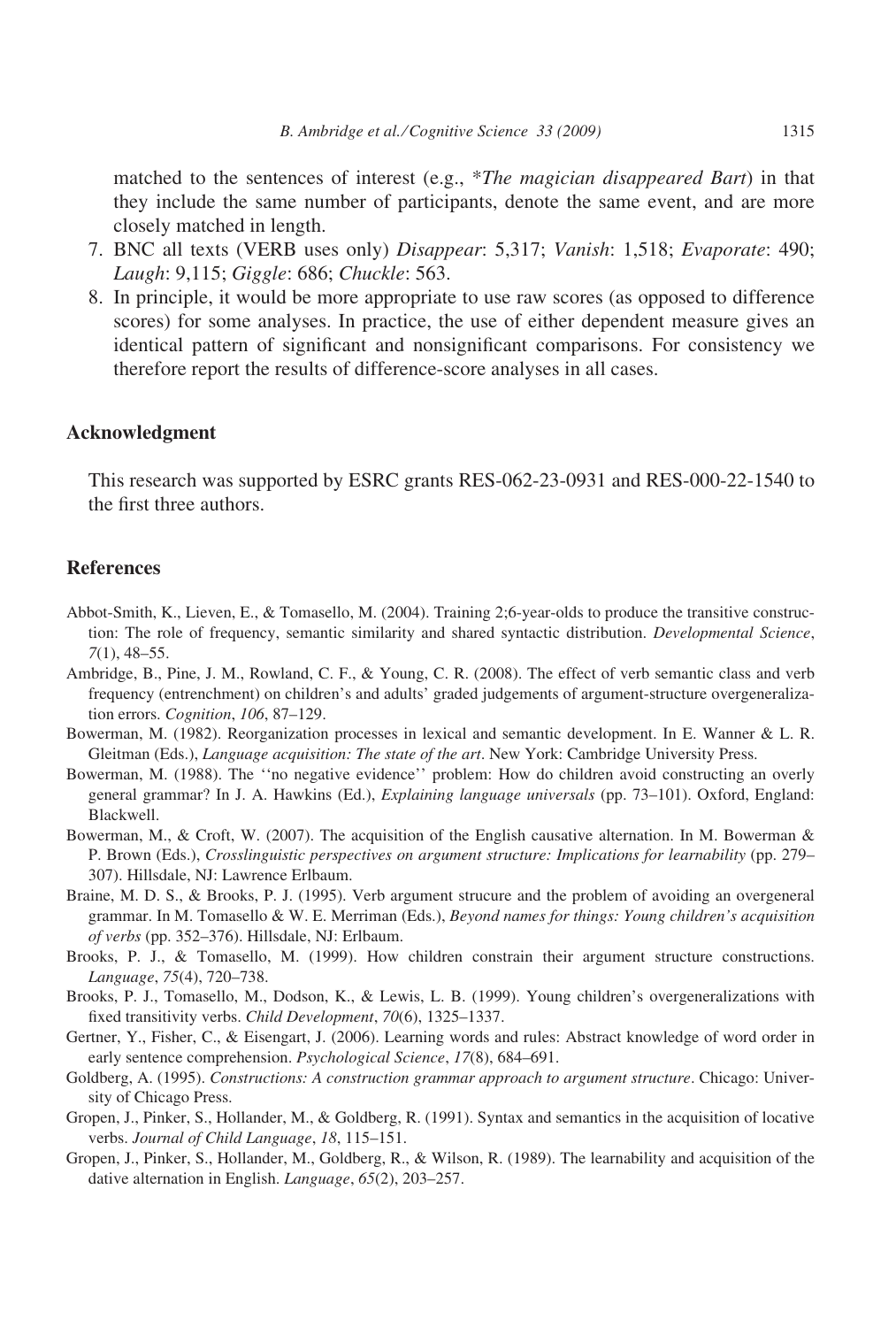matched to the sentences of interest (e.g., **The magician disappeared Bart*) in that they include the same number of participants, denote the same event, and are more closely matched in length.

7. BNC all texts (VERB uses only) *Disappear*: 5,317; *Vanish*: 1,518; *Evaporate*: 490; *Laugh*: 9,115; *Giggle*: 686; *Chuckle*: 563.
8. In principle, it would be more appropriate to use raw scores (as opposed to difference scores) for some analyses. In practice, the use of either dependent measure gives an identical pattern of significant and nonsignificant comparisons. For consistency we therefore report the results of difference-score analyses in all cases.

## Acknowledgment

This research was supported by ESRC grants RES-062-23-0931 and RES-000-22-1540 to the first three authors.

## References

Abbot-Smith, K., Lieven, E., & Tomasello, M. (2004). Training 2;6-year-olds to produce the transitive construction: The role of frequency, semantic similarity and shared syntactic distribution. *Developmental Science*, *7*(1), 48–55.

Ambridge, B., Pine, J. M., Rowland, C. F., & Young, C. R. (2008). The effect of verb semantic class and verb frequency (entrenchment) on children's and adults' graded judgements of argument-structure overgeneralization errors. *Cognition*, *106*, 87–129.

Bowerman, M. (1982). Reorganization processes in lexical and semantic development. In E. Wanner & L. R. Gleitman (Eds.), *Language acquisition: The state of the art*. New York: Cambridge University Press.

Bowerman, M. (1988). The ''no negative evidence'' problem: How do children avoid constructing an overly general grammar? In J. A. Hawkins (Ed.), *Explaining language universals* (pp. 73–101). Oxford, England: Blackwell.

Bowerman, M., & Croft, W. (2007). The acquisition of the English causative alternation. In M. Bowerman & P. Brown (Eds.), *Crosslinguistic perspectives on argument structure: Implications for learnability* (pp. 279–307). Hillsdale, NJ: Lawrence Erlbaum.

Braine, M. D. S., & Brooks, P. J. (1995). Verb argument strucure and the problem of avoiding an overgeneral grammar. In M. Tomasello & W. E. Merriman (Eds.), *Beyond names for things: Young children's acquisition of verbs* (pp. 352–376). Hillsdale, NJ: Erlbaum.

Brooks, P. J., & Tomasello, M. (1999). How children constrain their argument structure constructions. *Language*, *75*(4), 720–738.

Brooks, P. J., Tomasello, M., Dodson, K., & Lewis, L. B. (1999). Young children's overgeneralizations with fixed transitivity verbs. *Child Development*, *70*(6), 1325–1337.

Gertner, Y., Fisher, C., & Eisengart, J. (2006). Learning words and rules: Abstract knowledge of word order in early sentence comprehension. *Psychological Science*, *17*(8), 684–691.

Goldberg, A. (1995). *Constructions: A construction grammar approach to argument structure*. Chicago: University of Chicago Press.

Gropen, J., Pinker, S., Hollander, M., & Goldberg, R. (1991). Syntax and semantics in the acquisition of locative verbs. *Journal of Child Language*, *18*, 115–151.

Gropen, J., Pinker, S., Hollander, M., Goldberg, R., & Wilson, R. (1989). The learnability and acquisition of the dative alternation in English. *Language*, *65*(2), 203–257.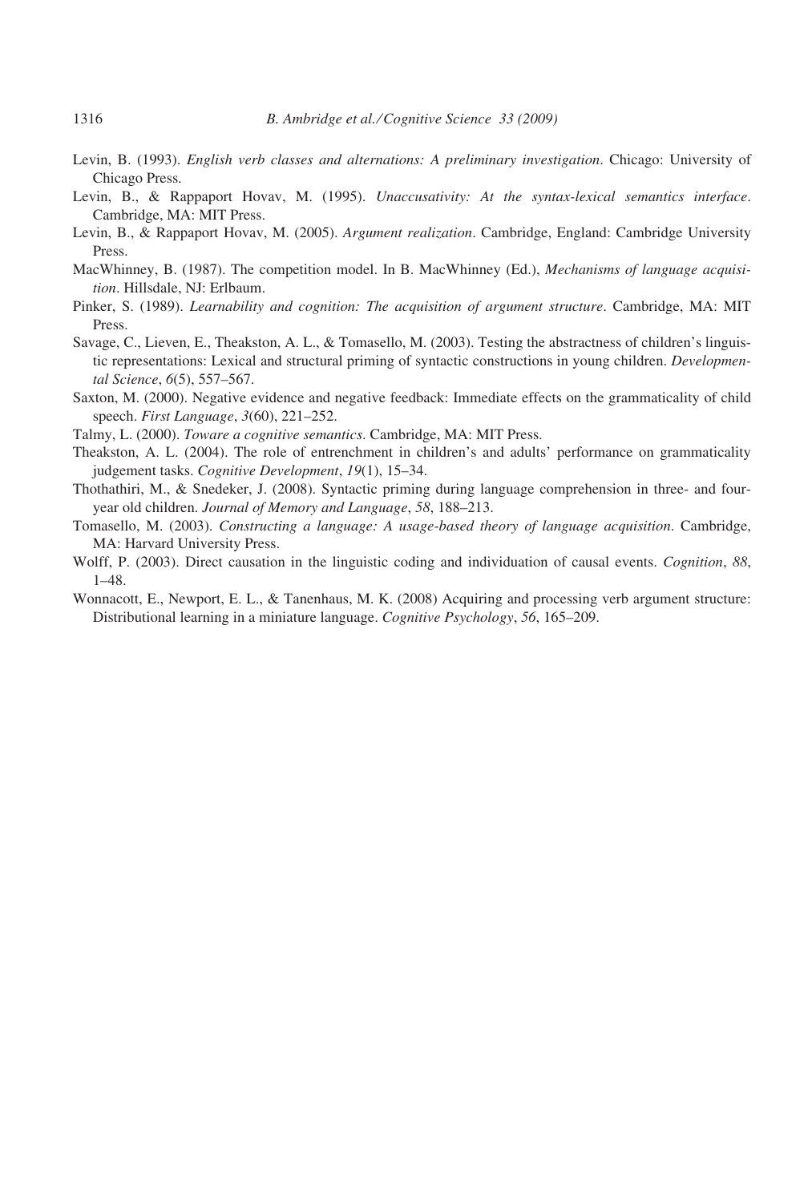Levin, B. (1993). *English verb classes and alternations: A preliminary investigation*. Chicago: University of Chicago Press.

Levin, B., & Rappaport Hovav, M. (1995). *Unaccusativity: At the syntax-lexical semantics interface*. Cambridge, MA: MIT Press.

Levin, B., & Rappaport Hovav, M. (2005). *Argument realization*. Cambridge, England: Cambridge University Press.

MacWhinney, B. (1987). The competition model. In B. MacWhinney (Ed.), *Mechanisms of language acquisition*. Hillsdale, NJ: Erlbaum.

Pinker, S. (1989). *Learnability and cognition: The acquisition of argument structure*. Cambridge, MA: MIT Press.

Savage, C., Lieven, E., Theakston, A. L., & Tomasello, M. (2003). Testing the abstractness of children's linguistic representations: Lexical and structural priming of syntactic constructions in young children. *Developmental Science*, *6*(5), 557–567.

Saxton, M. (2000). Negative evidence and negative feedback: Immediate effects on the grammaticality of child speech. *First Language*, *3*(60), 221–252.

Talmy, L. (2000). *Toware a cognitive semantics*. Cambridge, MA: MIT Press.

Theakston, A. L. (2004). The role of entrenchment in children's and adults' performance on grammaticality judgement tasks. *Cognitive Development*, *19*(1), 15–34.

Thothathiri, M., & Snedeker, J. (2008). Syntactic priming during language comprehension in three- and four-year old children. *Journal of Memory and Language*, *58*, 188–213.

Tomasello, M. (2003). *Constructing a language: A usage-based theory of language acquisition*. Cambridge, MA: Harvard University Press.

Wolff, P. (2003). Direct causation in the linguistic coding and individuation of causal events. *Cognition*, *88*, 1–48.

Wonnacott, E., Newport, E. L., & Tanenhaus, M. K. (2008) Acquiring and processing verb argument structure: Distributional learning in a miniature language. *Cognitive Psychology*, *56*, 165–209.